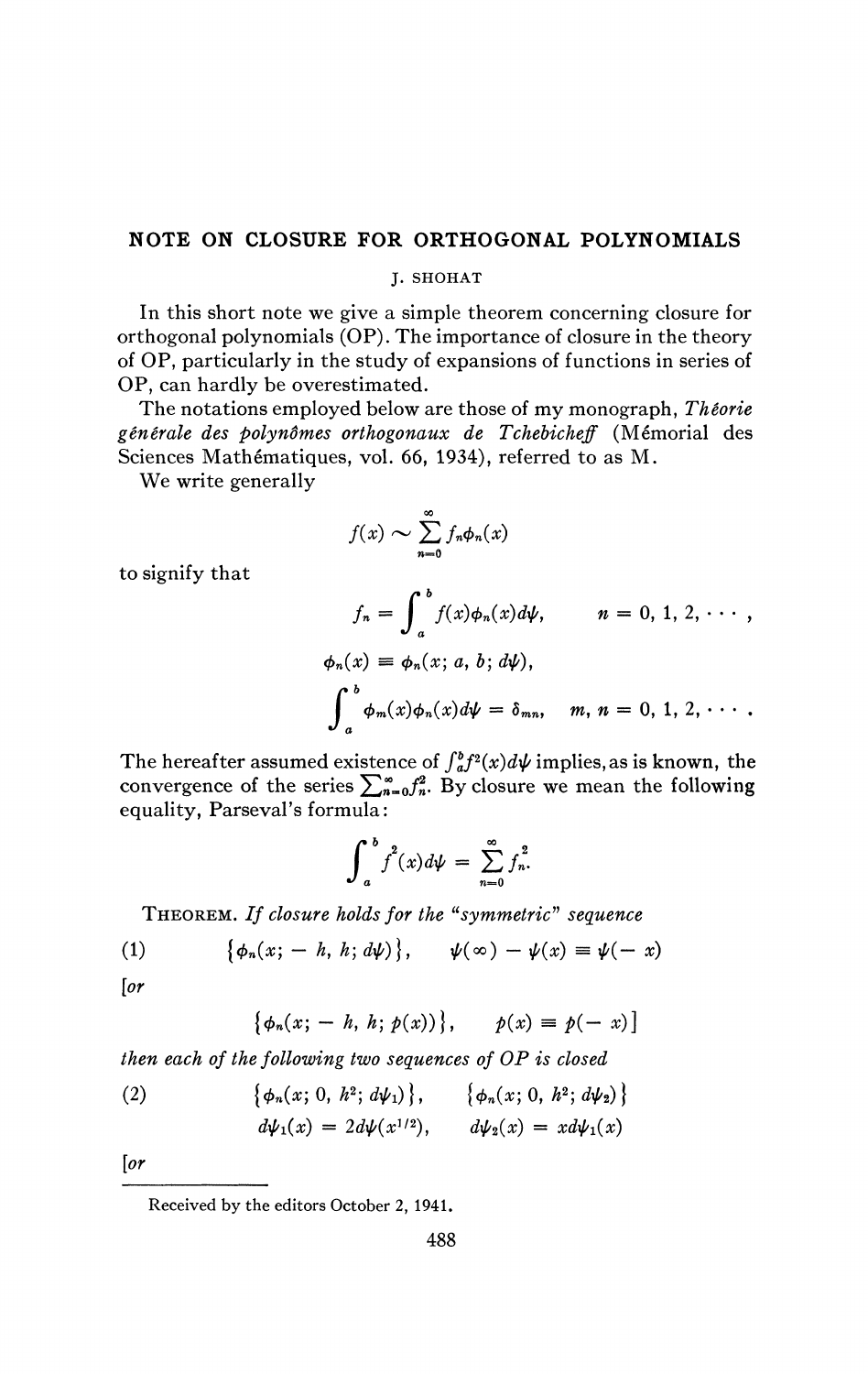# NOTE ON CLOSURE FOR ORTHOGONAL POLYNOMIALS

J. SHOHAT

In this short note we give a simple theorem concerning closure for orthogonal polynomials (OP). The importance of closure in the theory of OP, particularly in the study of expansions of functions in series of OP, can hardly be overestimated.

The notations employed below are those of my monograph, *Théorie générale des polynômes orthogonaux de Tchebicheff* (Mémorial des Sciences Mathématiques, vol. 66, 1934), referred to as M.

We write generally

$$f(x) \sim \sum_{n=0}^{\infty} f_n \phi_n(x)$$

to signify that

$$f_n = \int_a^b f(x)\phi_n(x) d\psi, \qquad n = 0, 1, 2, \cdots,$$

$$\phi_n(x) \equiv \phi_n(x; a, b; d\psi),$$

$$\int_a^b \phi_m(x)\phi_n(x) d\psi = \delta_{mn}, \quad m, n = 0, 1, 2, \cdots.$$

The hereafter assumed existence of $\int_a^b f^2(x)d\psi$ implies, as is known, the convergence of the series $\sum_{n=0}^{\infty} f_n^2$. By closure we mean the following equality, Parseval's formula:

$$\int_a^b f^2(x) d\psi = \sum_{n=0}^{\infty} f_n^2.$$

THEOREM. *If closure holds for the "symmetric" sequence*

$$(1) \qquad \{\phi_n(x; -h, h; d\psi)\}, \qquad \psi(\infty) - \psi(x) \equiv \psi(-x)$$

*[or*

$$\{\phi_n(x; -h, h; p(x))\}, \qquad p(x) \equiv p(-x)]$$

*then each of the following two sequences of OP is closed*

$$(2) \qquad \{\phi_n(x; 0, h^2; d\psi_1)\}, \qquad \{\phi_n(x; 0, h^2; d\psi_2)\}$$
$$d\psi_1(x) = 2d\psi(x^{1/2}), \qquad d\psi_2(x) = x d\psi_1(x)$$

*[or*

Received by the editors October 2, 1941.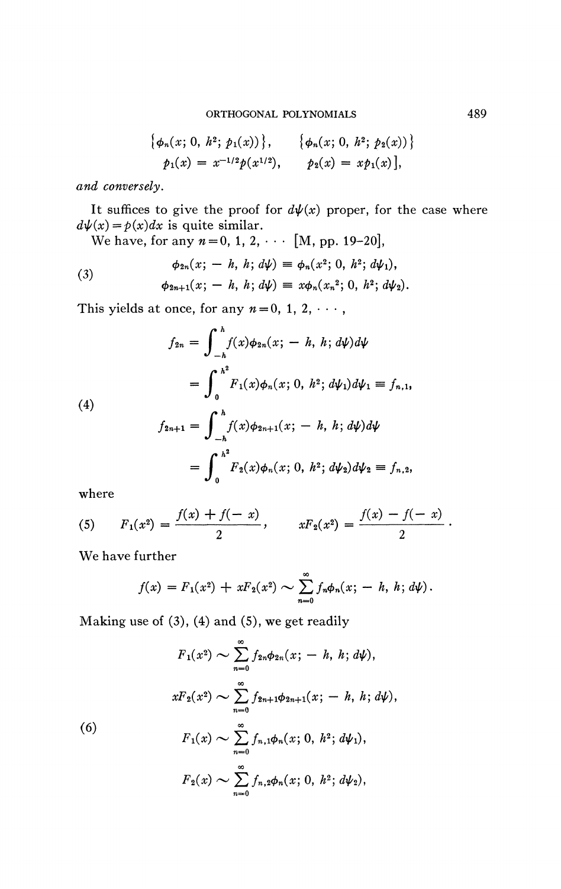$$\{\phi_n(x;\, 0,\, h^2;\, p_1(x))\}, \qquad \{\phi_n(x;\, 0,\, h^2;\, p_2(x))\}$$

$$p_1(x) = x^{-1/2}p(x^{1/2}), \qquad p_2(x) = xp_1(x)],$$

*and conversely.*

It suffices to give the proof for $d\psi(x)$ proper, for the case where $d\psi(x) = p(x)dx$ is quite similar.

We have, for any $n = 0, 1, 2, \cdots$ [M, pp. 19–20],

$$\tag{3} \begin{aligned} \phi_{2n}(x;\, -h,\, h;\, d\psi) &\equiv \phi_n(x^2;\, 0,\, h^2;\, d\psi_1), \\ \phi_{2n+1}(x;\, -h,\, h;\, d\psi) &\equiv x\phi_n(x_n^2;\, 0,\, h^2;\, d\psi_2). \end{aligned}$$

This yields at once, for any $n = 0, 1, 2, \cdots,$

$$\tag{4} \begin{aligned} f_{2n} &= \int_{-h}^{h} f(x)\phi_{2n}(x;\, -h,\, h;\, d\psi)d\psi \\ &= \int_{0}^{h^2} F_1(x)\phi_n(x;\, 0,\, h^2;\, d\psi_1)d\psi_1 \equiv f_{n,1}, \\ f_{2n+1} &= \int_{-h}^{h} f(x)\phi_{2n+1}(x;\, -h,\, h;\, d\psi)d\psi \\ &= \int_{0}^{h^2} F_2(x)\phi_n(x;\, 0,\, h^2;\, d\psi_2)d\psi_2 \equiv f_{n,2}, \end{aligned}$$

where

$$\tag{5} F_1(x^2) = \frac{f(x) + f(-x)}{2}, \qquad xF_2(x^2) = \frac{f(x) - f(-x)}{2}.$$

We have further

$$f(x) = F_1(x^2) + xF_2(x^2) \sim \sum_{n=0}^{\infty} f_n\phi_n(x;\, -h,\, h;\, d\psi).$$

Making use of (3), (4) and (5), we get readily

$$\tag{6} \begin{aligned} F_1(x^2) &\sim \sum_{n=0}^{\infty} f_{2n}\phi_{2n}(x;\, -h,\, h;\, d\psi), \\ xF_2(x^2) &\sim \sum_{n=0}^{\infty} f_{2n+1}\phi_{2n+1}(x;\, -h,\, h;\, d\psi), \\ F_1(x) &\sim \sum_{n=0}^{\infty} f_{n,1}\phi_n(x;\, 0,\, h^2;\, d\psi_1), \\ F_2(x) &\sim \sum_{n=0}^{\infty} f_{n,2}\phi_n(x;\, 0,\, h^2;\, d\psi_2), \end{aligned}$$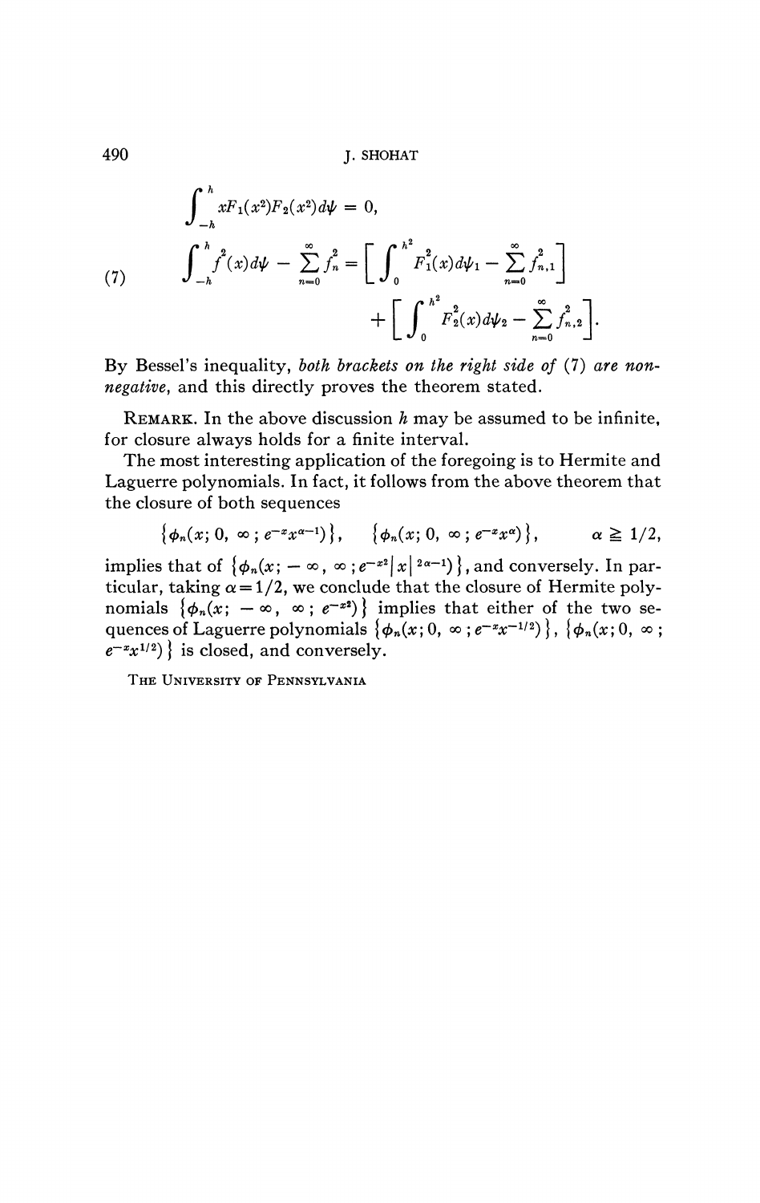$$\int_{-h}^{h} xF_1(x^2)F_2(x^2)d\psi = 0,$$

$$\int_{-h}^{h} f^2(x)d\psi - \sum_{n=0}^{\infty} f_n^2 = \left[\int_0^{h^2} F_1^2(x)d\psi_1 - \sum_{n=0}^{\infty} f_{n,1}^2\right] + \left[\int_0^{h^2} F_2^2(x)d\psi_2 - \sum_{n=0}^{\infty} f_{n,2}^2\right]. \tag{7}$$

By Bessel's inequality, *both brackets on the right side of* (7) *are non-negative*, and this directly proves the theorem stated.

REMARK. In the above discussion $h$ may be assumed to be infinite, for closure always holds for a finite interval.

The most interesting application of the foregoing is to Hermite and Laguerre polynomials. In fact, it follows from the above theorem that the closure of both sequences

$$\{\phi_n(x;\, 0,\, \infty;\, e^{-x}x^{\alpha-1})\}, \qquad \{\phi_n(x;\, 0,\, \infty;\, e^{-x}x^{\alpha})\}, \qquad \alpha \geqq 1/2,$$

implies that of $\{\phi_n(x;\, -\infty,\, \infty;\, e^{-x^2}|x|^{2\alpha-1})\}$, and conversely. In particular, taking $\alpha = 1/2$, we conclude that the closure of Hermite polynomials $\{\phi_n(x;\, -\infty,\, \infty;\, e^{-x^2})\}$ implies that either of the two sequences of Laguerre polynomials $\{\phi_n(x;\, 0,\, \infty;\, e^{-x}x^{-1/2})\}$, $\{\phi_n(x;\, 0,\, \infty;\, e^{-x}x^{1/2})\}$ is closed, and conversely.

THE UNIVERSITY OF PENNSYLVANIA